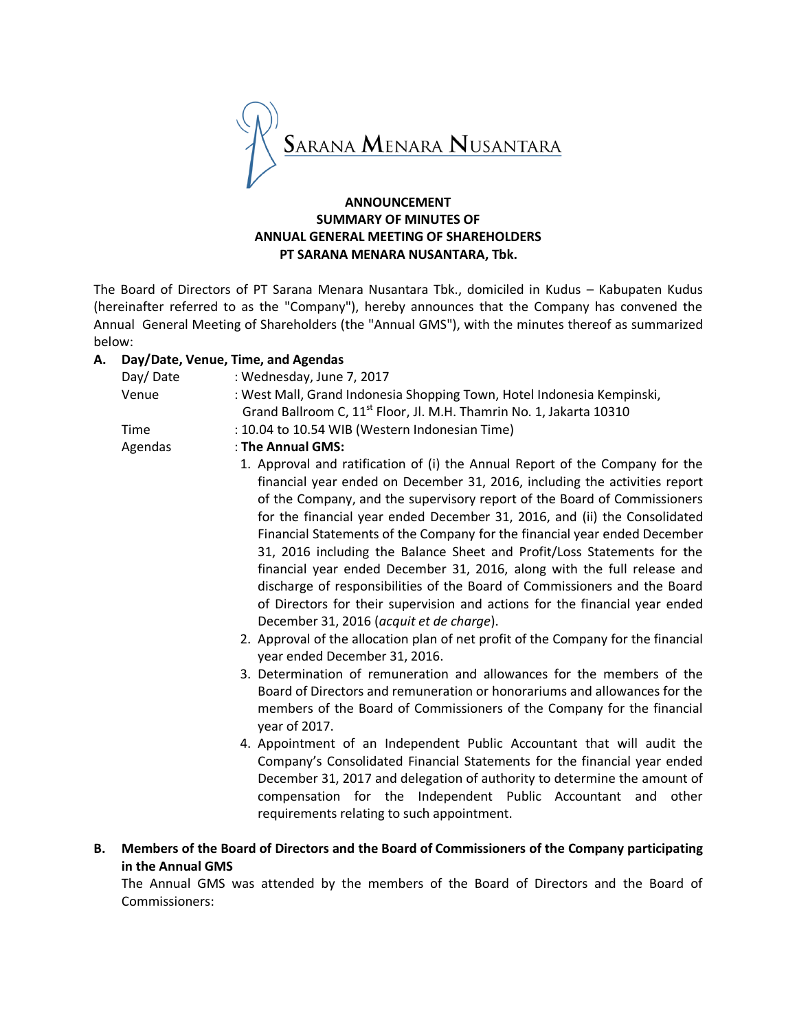SARANA MENARA NUSANTARA

# ANNOUNCEMENT
# SUMMARY OF MINUTES OF
# ANNUAL GENERAL MEETING OF SHAREHOLDERS
# PT SARANA MENARA NUSANTARA, Tbk.

The Board of Directors of PT Sarana Menara Nusantara Tbk., domiciled in Kudus – Kabupaten Kudus (hereinafter referred to as the "Company"), hereby announces that the Company has convened the Annual General Meeting of Shareholders (the "Annual GMS"), with the minutes thereof as summarized below:

**A. Day/Date, Venue, Time, and Agendas**

Day/ Date : Wednesday, June 7, 2017

Venue : West Mall, Grand Indonesia Shopping Town, Hotel Indonesia Kempinski, Grand Ballroom C, 11st Floor, Jl. M.H. Thamrin No. 1, Jakarta 10310

Time : 10.04 to 10.54 WIB (Western Indonesian Time)

Agendas : **The Annual GMS:**

1. Approval and ratification of (i) the Annual Report of the Company for the financial year ended on December 31, 2016, including the activities report of the Company, and the supervisory report of the Board of Commissioners for the financial year ended December 31, 2016, and (ii) the Consolidated Financial Statements of the Company for the financial year ended December 31, 2016 including the Balance Sheet and Profit/Loss Statements for the financial year ended December 31, 2016, along with the full release and discharge of responsibilities of the Board of Commissioners and the Board of Directors for their supervision and actions for the financial year ended December 31, 2016 (*acquit et de charge*).
2. Approval of the allocation plan of net profit of the Company for the financial year ended December 31, 2016.
3. Determination of remuneration and allowances for the members of the Board of Directors and remuneration or honorariums and allowances for the members of the Board of Commissioners of the Company for the financial year of 2017.
4. Appointment of an Independent Public Accountant that will audit the Company's Consolidated Financial Statements for the financial year ended December 31, 2017 and delegation of authority to determine the amount of compensation for the Independent Public Accountant and other requirements relating to such appointment.

**B. Members of the Board of Directors and the Board of Commissioners of the Company participating in the Annual GMS**

The Annual GMS was attended by the members of the Board of Directors and the Board of Commissioners: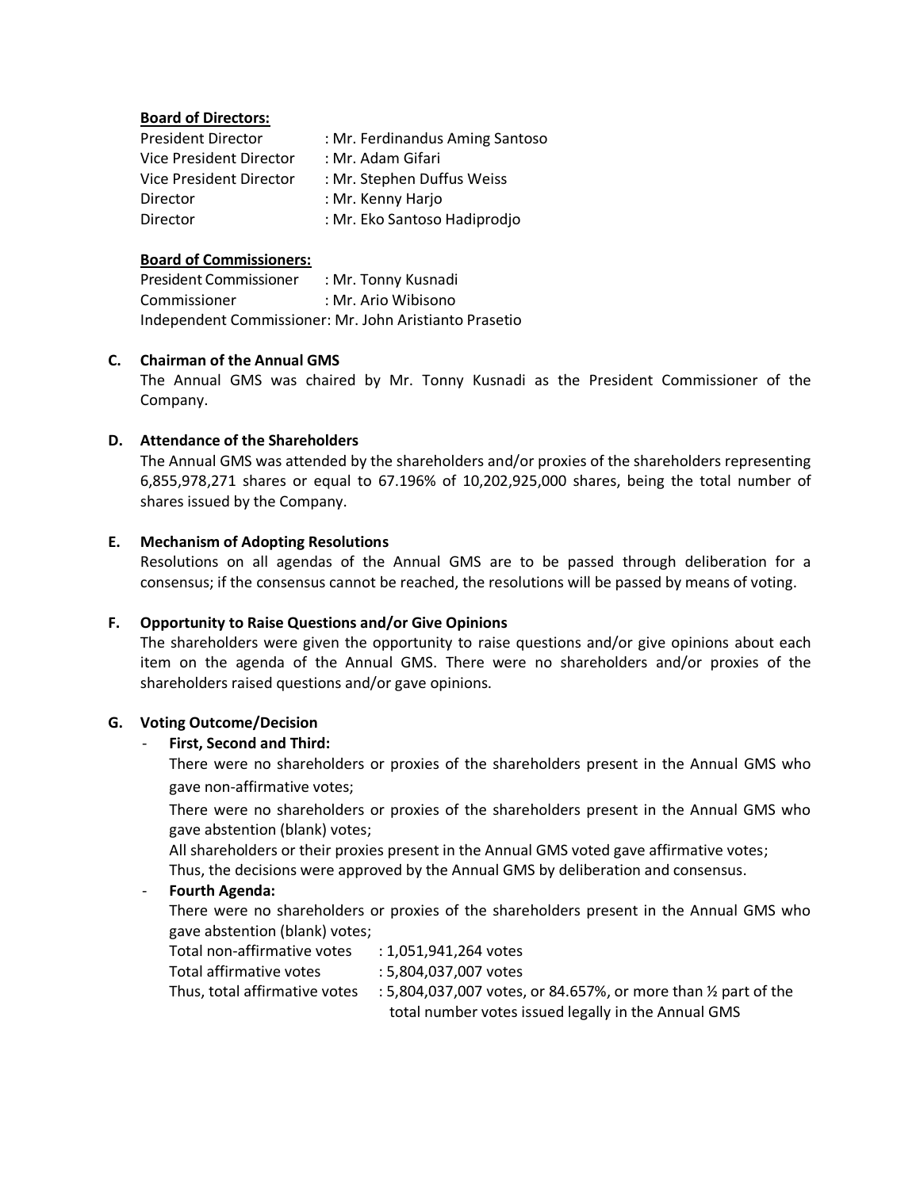**Board of Directors:**

President Director : Mr. Ferdinandus Aming Santoso
Vice President Director : Mr. Adam Gifari
Vice President Director : Mr. Stephen Duffus Weiss
Director : Mr. Kenny Harjo
Director : Mr. Eko Santoso Hadiprodjo

**Board of Commissioners:**

President Commissioner : Mr. Tonny Kusnadi
Commissioner : Mr. Ario Wibisono
Independent Commissioner: Mr. John Aristianto Prasetio

**C. Chairman of the Annual GMS**

The Annual GMS was chaired by Mr. Tonny Kusnadi as the President Commissioner of the Company.

**D. Attendance of the Shareholders**

The Annual GMS was attended by the shareholders and/or proxies of the shareholders representing 6,855,978,271 shares or equal to 67.196% of 10,202,925,000 shares, being the total number of shares issued by the Company.

**E. Mechanism of Adopting Resolutions**

Resolutions on all agendas of the Annual GMS are to be passed through deliberation for a consensus; if the consensus cannot be reached, the resolutions will be passed by means of voting.

**F. Opportunity to Raise Questions and/or Give Opinions**

The shareholders were given the opportunity to raise questions and/or give opinions about each item on the agenda of the Annual GMS. There were no shareholders and/or proxies of the shareholders raised questions and/or gave opinions.

**G. Voting Outcome/Decision**

- **First, Second and Third:**

  There were no shareholders or proxies of the shareholders present in the Annual GMS who gave non-affirmative votes;

  There were no shareholders or proxies of the shareholders present in the Annual GMS who gave abstention (blank) votes;

  All shareholders or their proxies present in the Annual GMS voted gave affirmative votes;

  Thus, the decisions were approved by the Annual GMS by deliberation and consensus.

- **Fourth Agenda:**

  There were no shareholders or proxies of the shareholders present in the Annual GMS who gave abstention (blank) votes;

  Total non-affirmative votes : 1,051,941,264 votes
  Total affirmative votes : 5,804,037,007 votes
  Thus, total affirmative votes : 5,804,037,007 votes, or 84.657%, or more than ½ part of the total number votes issued legally in the Annual GMS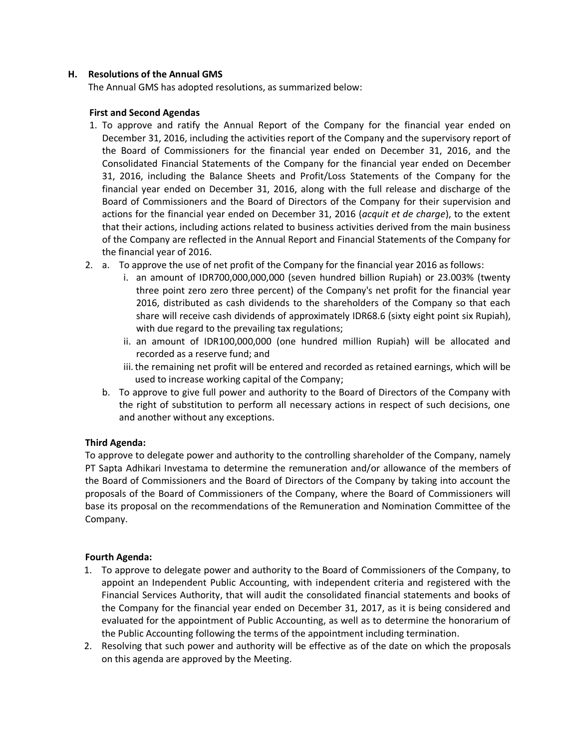## H. Resolutions of the Annual GMS

The Annual GMS has adopted resolutions, as summarized below:

**First and Second Agendas**

1. To approve and ratify the Annual Report of the Company for the financial year ended on December 31, 2016, including the activities report of the Company and the supervisory report of the Board of Commissioners for the financial year ended on December 31, 2016, and the Consolidated Financial Statements of the Company for the financial year ended on December 31, 2016, including the Balance Sheets and Profit/Loss Statements of the Company for the financial year ended on December 31, 2016, along with the full release and discharge of the Board of Commissioners and the Board of Directors of the Company for their supervision and actions for the financial year ended on December 31, 2016 (*acquit et de charge*), to the extent that their actions, including actions related to business activities derived from the main business of the Company are reflected in the Annual Report and Financial Statements of the Company for the financial year of 2016.
2. a. To approve the use of net profit of the Company for the financial year 2016 as follows:
      i. an amount of IDR700,000,000,000 (seven hundred billion Rupiah) or 23.003% (twenty three point zero zero three percent) of the Company's net profit for the financial year 2016, distributed as cash dividends to the shareholders of the Company so that each share will receive cash dividends of approximately IDR68.6 (sixty eight point six Rupiah), with due regard to the prevailing tax regulations;
      ii. an amount of IDR100,000,000 (one hundred million Rupiah) will be allocated and recorded as a reserve fund; and
      iii. the remaining net profit will be entered and recorded as retained earnings, which will be used to increase working capital of the Company;

   b. To approve to give full power and authority to the Board of Directors of the Company with the right of substitution to perform all necessary actions in respect of such decisions, one and another without any exceptions.

**Third Agenda:**

To approve to delegate power and authority to the controlling shareholder of the Company, namely PT Sapta Adhikari Investama to determine the remuneration and/or allowance of the members of the Board of Commissioners and the Board of Directors of the Company by taking into account the proposals of the Board of Commissioners of the Company, where the Board of Commissioners will base its proposal on the recommendations of the Remuneration and Nomination Committee of the Company.

**Fourth Agenda:**

1. To approve to delegate power and authority to the Board of Commissioners of the Company, to appoint an Independent Public Accounting, with independent criteria and registered with the Financial Services Authority, that will audit the consolidated financial statements and books of the Company for the financial year ended on December 31, 2017, as it is being considered and evaluated for the appointment of Public Accounting, as well as to determine the honorarium of the Public Accounting following the terms of the appointment including termination.
2. Resolving that such power and authority will be effective as of the date on which the proposals on this agenda are approved by the Meeting.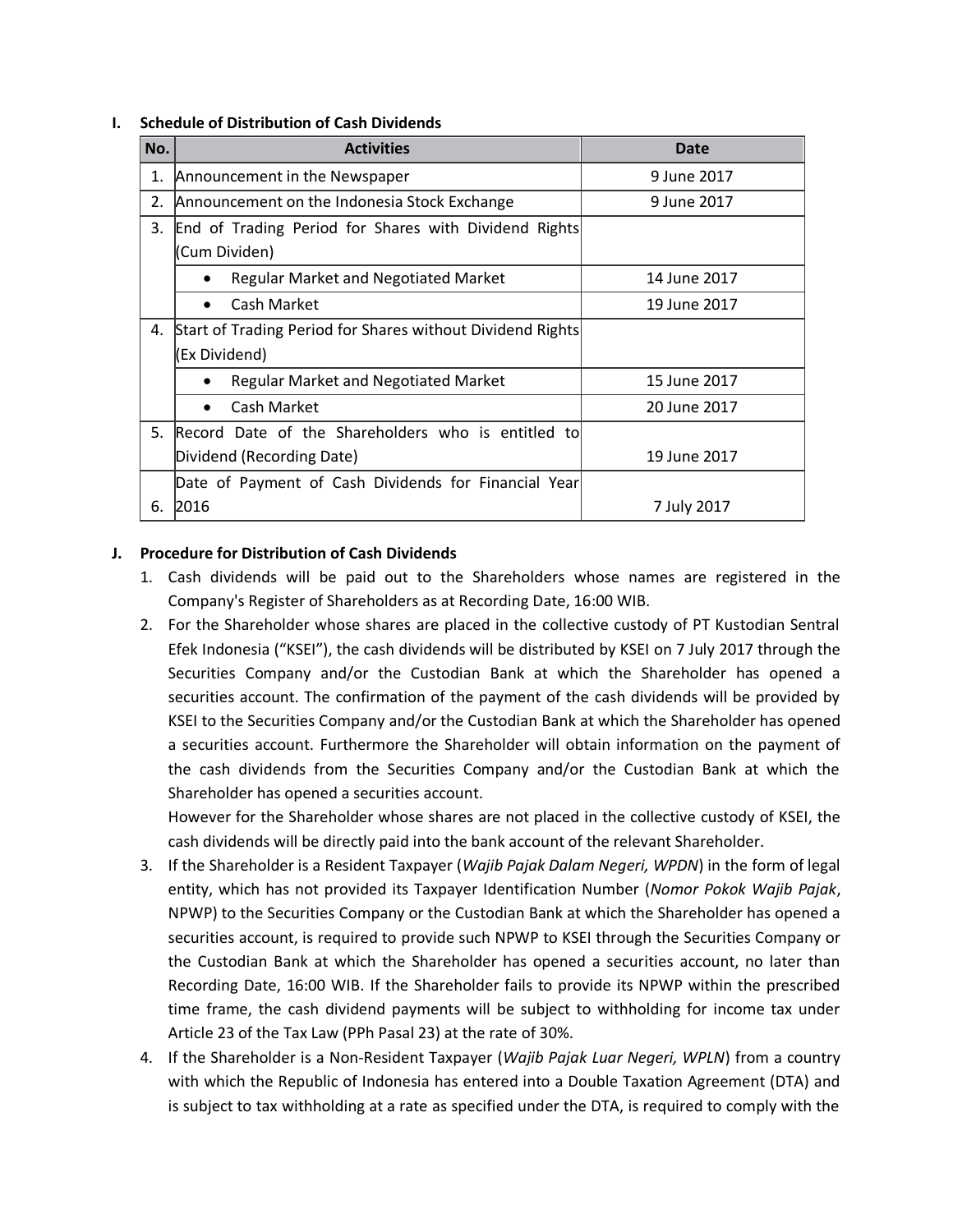**I. Schedule of Distribution of Cash Dividends**

| No. | Activities | Date |
|---|---|---|
| 1. | Announcement in the Newspaper | 9 June 2017 |
| 2. | Announcement on the Indonesia Stock Exchange | 9 June 2017 |
| 3. | End of Trading Period for Shares with Dividend Rights (Cum Dividen) | |
| | • Regular Market and Negotiated Market | 14 June 2017 |
| | • Cash Market | 19 June 2017 |
| 4. | Start of Trading Period for Shares without Dividend Rights (Ex Dividend) | |
| | • Regular Market and Negotiated Market | 15 June 2017 |
| | • Cash Market | 20 June 2017 |
| 5. | Record Date of the Shareholders who is entitled to Dividend (Recording Date) | 19 June 2017 |
| 6. | Date of Payment of Cash Dividends for Financial Year 2016 | 7 July 2017 |

**J. Procedure for Distribution of Cash Dividends**

1. Cash dividends will be paid out to the Shareholders whose names are registered in the Company's Register of Shareholders as at Recording Date, 16:00 WIB.
2. For the Shareholder whose shares are placed in the collective custody of PT Kustodian Sentral Efek Indonesia ("KSEI"), the cash dividends will be distributed by KSEI on 7 July 2017 through the Securities Company and/or the Custodian Bank at which the Shareholder has opened a securities account. The confirmation of the payment of the cash dividends will be provided by KSEI to the Securities Company and/or the Custodian Bank at which the Shareholder has opened a securities account. Furthermore the Shareholder will obtain information on the payment of the cash dividends from the Securities Company and/or the Custodian Bank at which the Shareholder has opened a securities account.
   However for the Shareholder whose shares are not placed in the collective custody of KSEI, the cash dividends will be directly paid into the bank account of the relevant Shareholder.
3. If the Shareholder is a Resident Taxpayer (*Wajib Pajak Dalam Negeri, WPDN*) in the form of legal entity, which has not provided its Taxpayer Identification Number (*Nomor Pokok Wajib Pajak*, NPWP) to the Securities Company or the Custodian Bank at which the Shareholder has opened a securities account, is required to provide such NPWP to KSEI through the Securities Company or the Custodian Bank at which the Shareholder has opened a securities account, no later than Recording Date, 16:00 WIB. If the Shareholder fails to provide its NPWP within the prescribed time frame, the cash dividend payments will be subject to withholding for income tax under Article 23 of the Tax Law (PPh Pasal 23) at the rate of 30%.
4. If the Shareholder is a Non-Resident Taxpayer (*Wajib Pajak Luar Negeri, WPLN*) from a country with which the Republic of Indonesia has entered into a Double Taxation Agreement (DTA) and is subject to tax withholding at a rate as specified under the DTA, is required to comply with the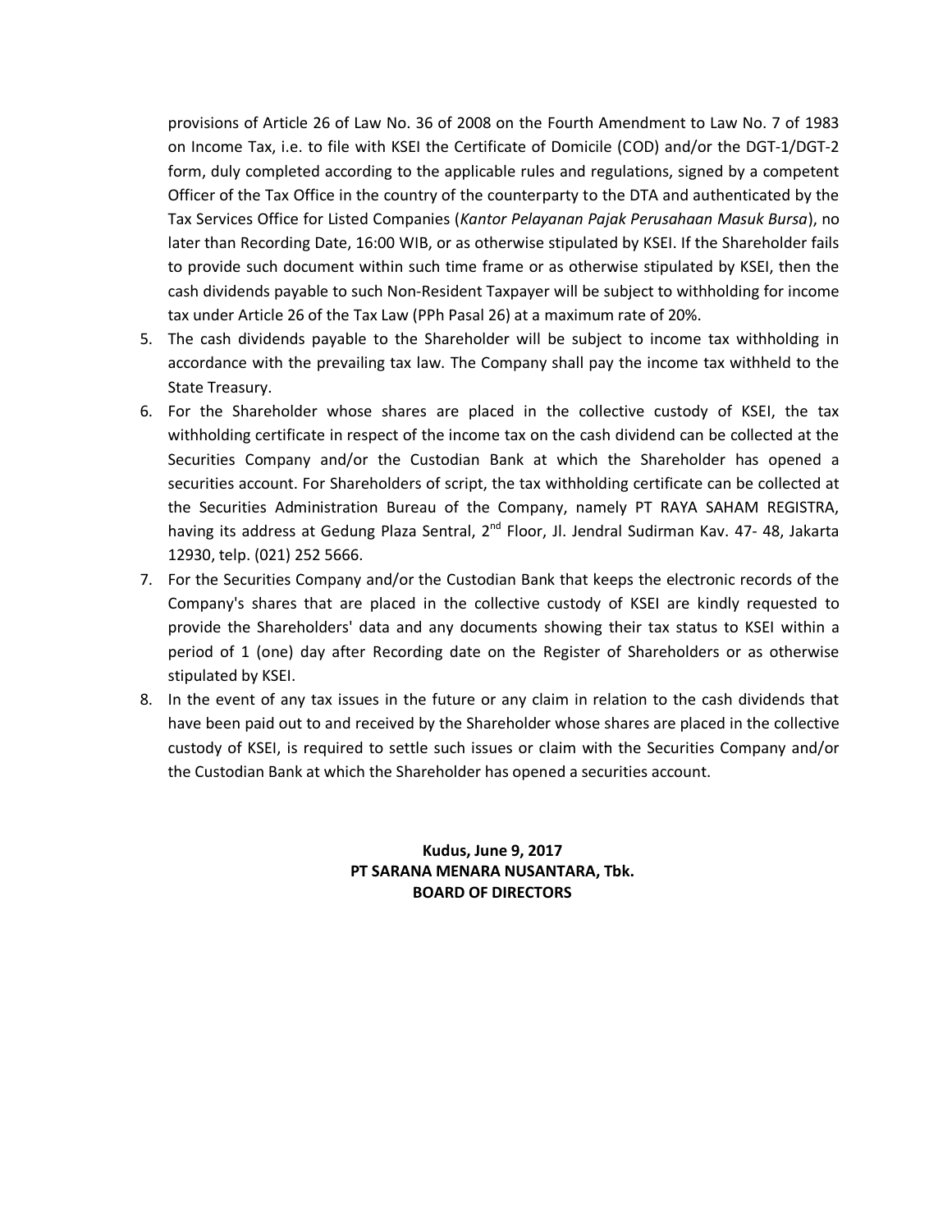provisions of Article 26 of Law No. 36 of 2008 on the Fourth Amendment to Law No. 7 of 1983 on Income Tax, i.e. to file with KSEI the Certificate of Domicile (COD) and/or the DGT-1/DGT-2 form, duly completed according to the applicable rules and regulations, signed by a competent Officer of the Tax Office in the country of the counterparty to the DTA and authenticated by the Tax Services Office for Listed Companies (*Kantor Pelayanan Pajak Perusahaan Masuk Bursa*), no later than Recording Date, 16:00 WIB, or as otherwise stipulated by KSEI. If the Shareholder fails to provide such document within such time frame or as otherwise stipulated by KSEI, then the cash dividends payable to such Non-Resident Taxpayer will be subject to withholding for income tax under Article 26 of the Tax Law (PPh Pasal 26) at a maximum rate of 20%.

5. The cash dividends payable to the Shareholder will be subject to income tax withholding in accordance with the prevailing tax law. The Company shall pay the income tax withheld to the State Treasury.
6. For the Shareholder whose shares are placed in the collective custody of KSEI, the tax withholding certificate in respect of the income tax on the cash dividend can be collected at the Securities Company and/or the Custodian Bank at which the Shareholder has opened a securities account. For Shareholders of script, the tax withholding certificate can be collected at the Securities Administration Bureau of the Company, namely PT RAYA SAHAM REGISTRA, having its address at Gedung Plaza Sentral, 2nd Floor, Jl. Jendral Sudirman Kav. 47- 48, Jakarta 12930, telp. (021) 252 5666.
7. For the Securities Company and/or the Custodian Bank that keeps the electronic records of the Company's shares that are placed in the collective custody of KSEI are kindly requested to provide the Shareholders' data and any documents showing their tax status to KSEI within a period of 1 (one) day after Recording date on the Register of Shareholders or as otherwise stipulated by KSEI.
8. In the event of any tax issues in the future or any claim in relation to the cash dividends that have been paid out to and received by the Shareholder whose shares are placed in the collective custody of KSEI, is required to settle such issues or claim with the Securities Company and/or the Custodian Bank at which the Shareholder has opened a securities account.

**Kudus, June 9, 2017**
**PT SARANA MENARA NUSANTARA, Tbk.**
**BOARD OF DIRECTORS**